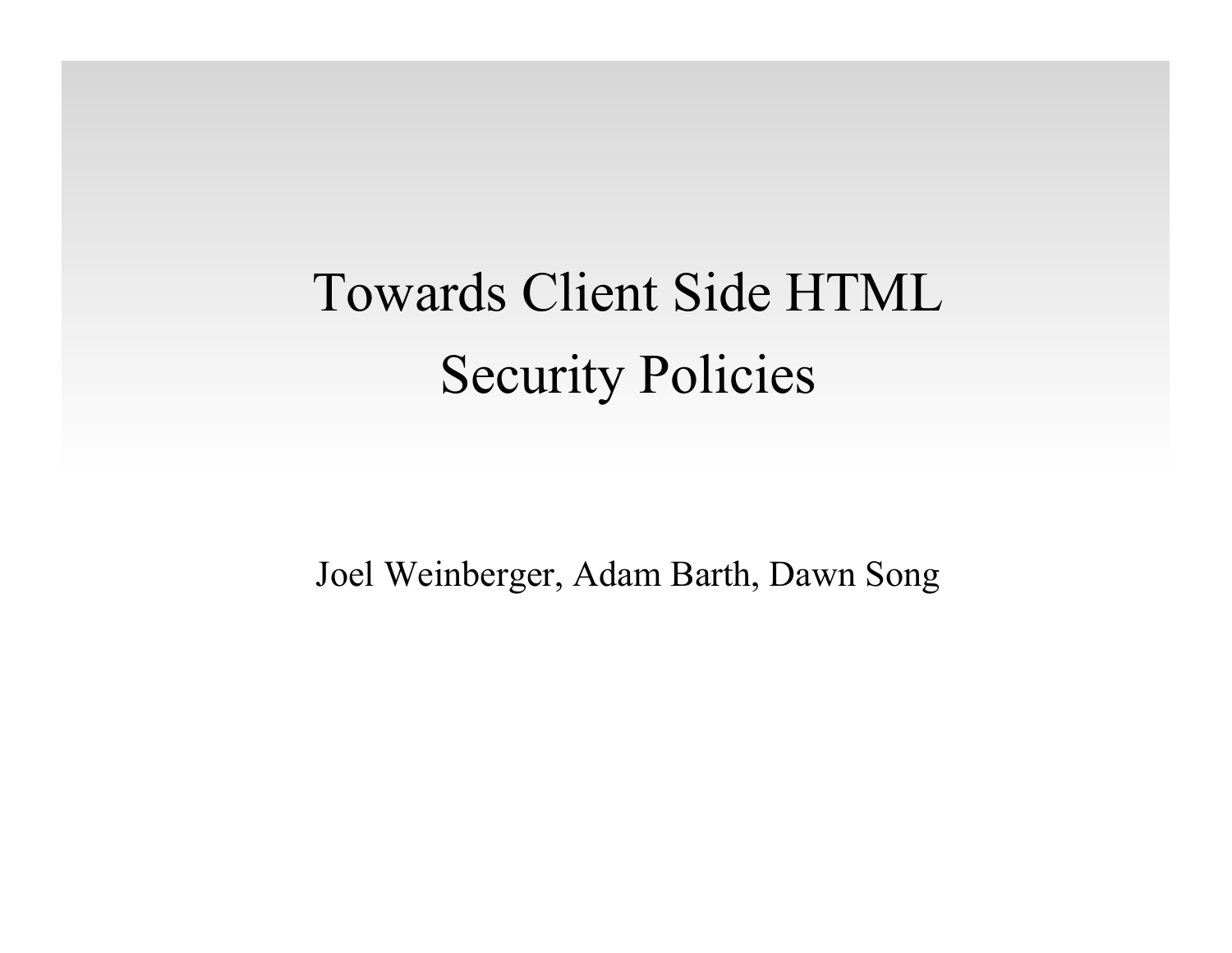# Towards Client Side HTML Security Policies

Joel Weinberger, Adam Barth, Dawn Song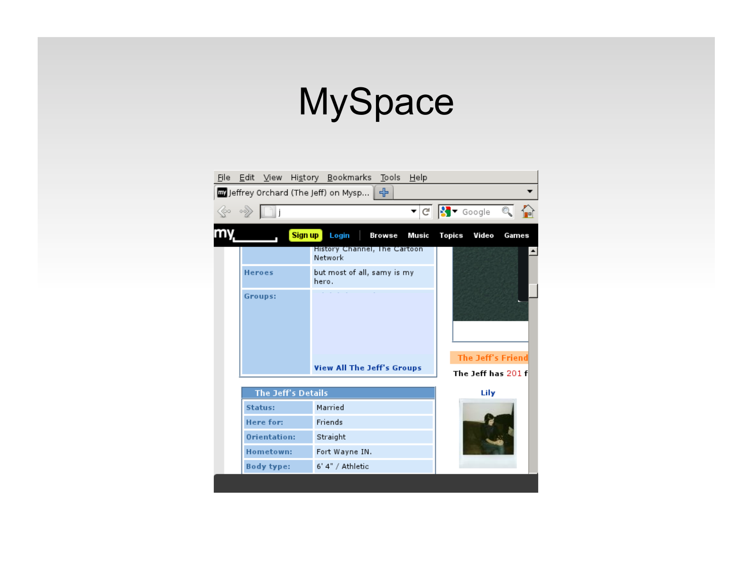# MySpace

File Edit View History Bookmarks Tools Help

Jeffrey Orchard (The Jeff) on Mysp...

my Sign up Login Browse Music Topics Video Games

History Channel, The Cartoon Network

| | |
|---|---|
| Heroes | but most of all, samy is my hero. |
| Groups: | View All The Jeff's Groups |

The Jeff's Friend

The Jeff has 201 f

Lily

**The Jeff's Details**

| | |
|---|---|
| Status: | Married |
| Here for: | Friends |
| Orientation: | Straight |
| Hometown: | Fort Wayne IN. |
| Body type: | 6' 4" / Athletic |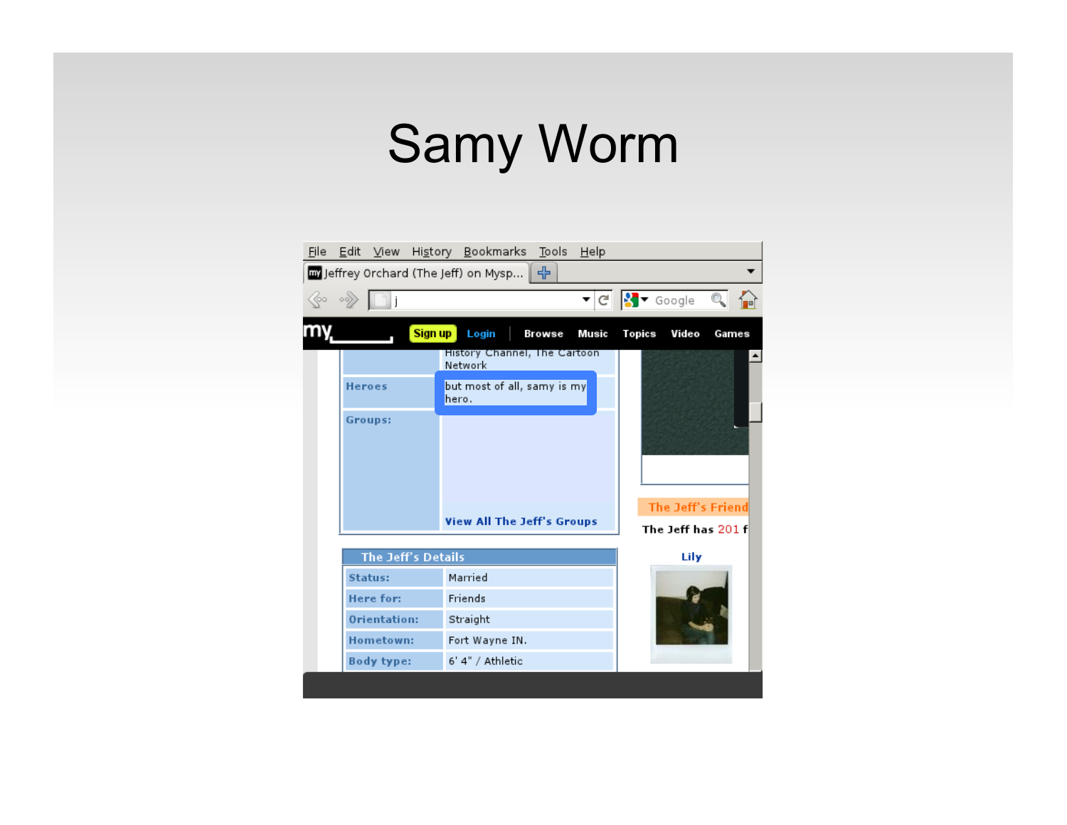# Samy Worm

| | |
|---|---|
| | History Channel, The Cartoon Network |
| Heroes | but most of all, samy is my hero. |
| Groups: | View All The Jeff's Groups |

**The Jeff's Details**

| | |
|---|---|
| Status: | Married |
| Here for: | Friends |
| Orientation: | Straight |
| Hometown: | Fort Wayne IN. |
| Body type: | 6' 4" / Athletic |

The Jeff's Friend

The Jeff has 201 f

Lily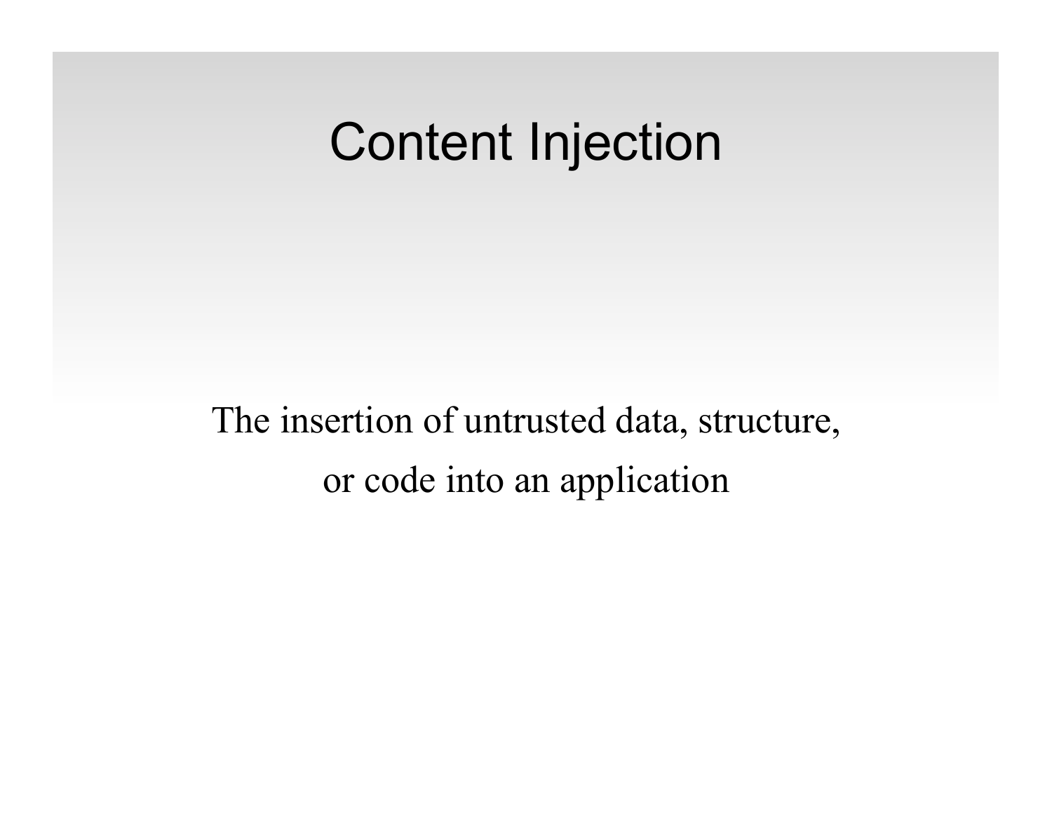# Content Injection

The insertion of untrusted data, structure, or code into an application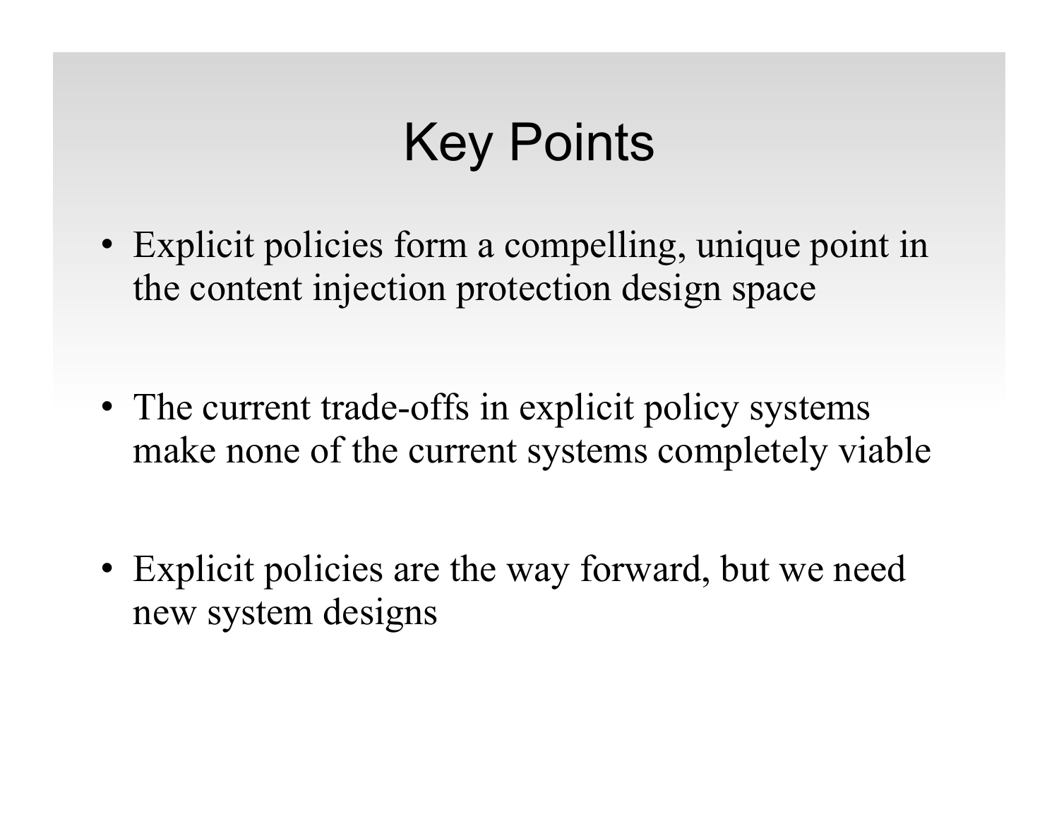# Key Points

- Explicit policies form a compelling, unique point in the content injection protection design space
- The current trade-offs in explicit policy systems make none of the current systems completely viable
- Explicit policies are the way forward, but we need new system designs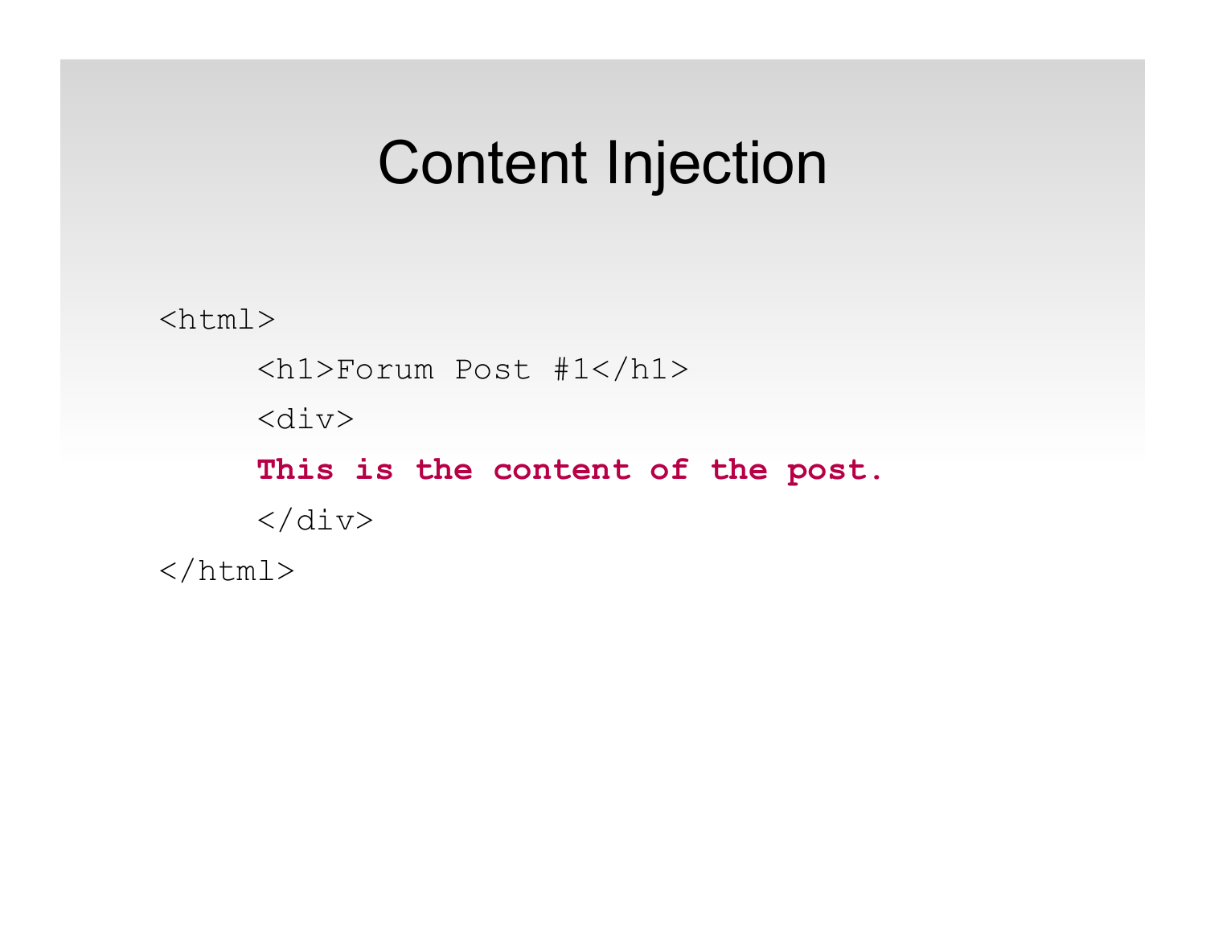# Content Injection

```
<html>
     <h1>Forum Post #1</h1>
     <div>
     This is the content of the post.
     </div>
</html>
```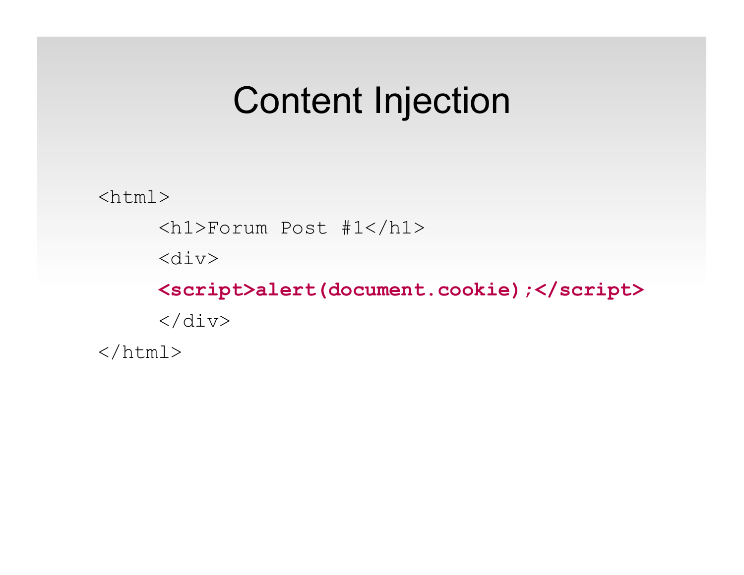# Content Injection

```
<html>
    <h1>Forum Post #1</h1>
    <div>
    <script>alert(document.cookie);</script>
    </div>
</html>
```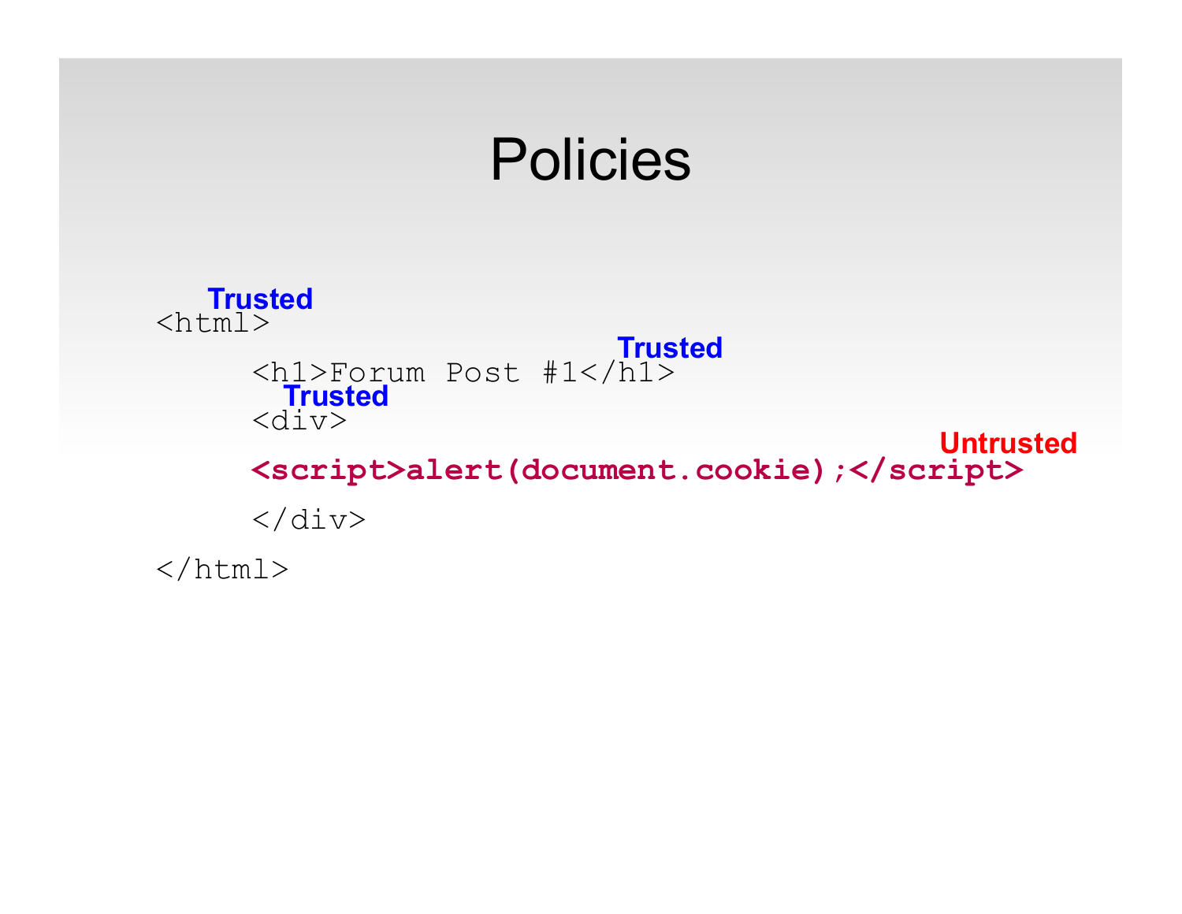# Policies

**Trusted**

```
<html>
    <h1>Forum Post #1</h1>
    <div>
    <script>alert(document.cookie);</script>
    </div>
</html>
```

**Trusted** **Trusted** **Untrusted**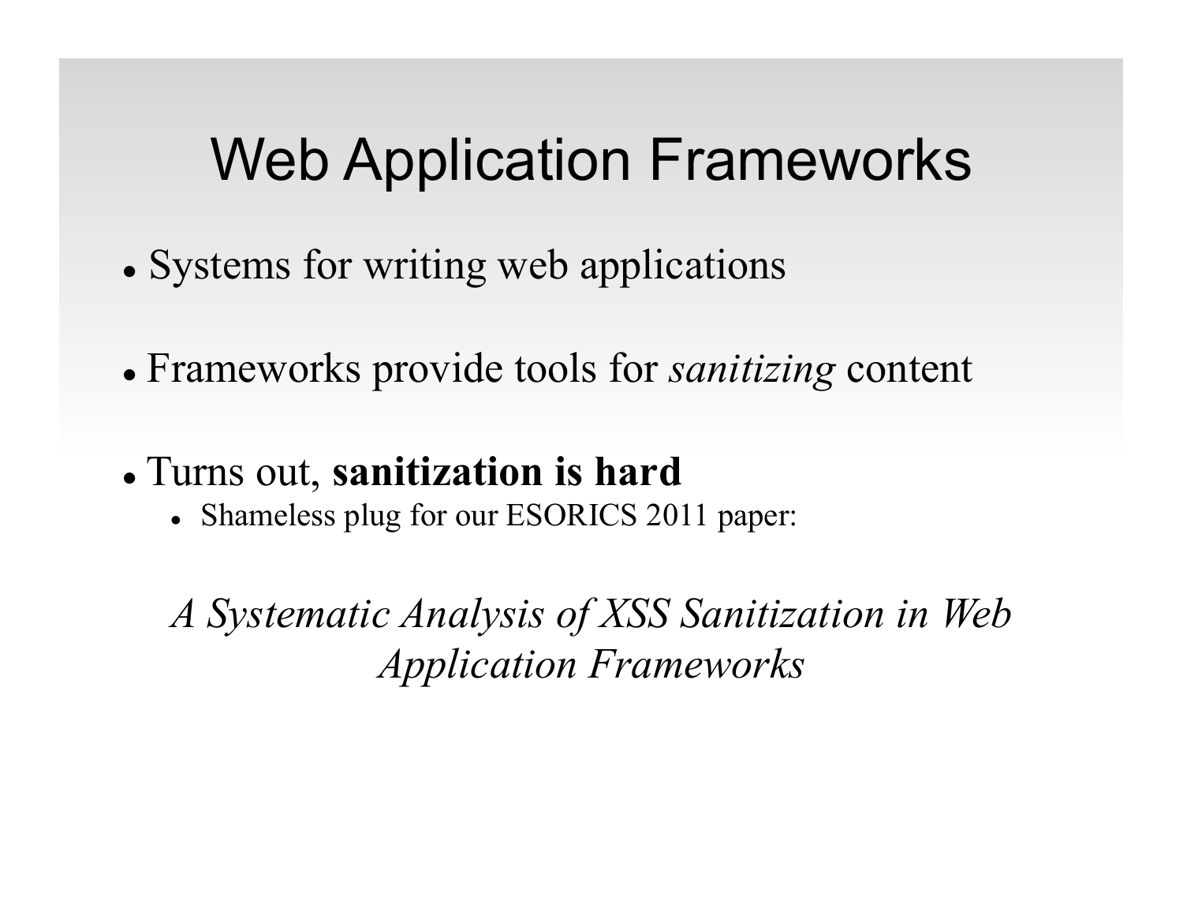# Web Application Frameworks

- Systems for writing web applications
- Frameworks provide tools for *sanitizing* content
- Turns out, **sanitization is hard**
  - Shameless plug for our ESORICS 2011 paper:

*A Systematic Analysis of XSS Sanitization in Web Application Frameworks*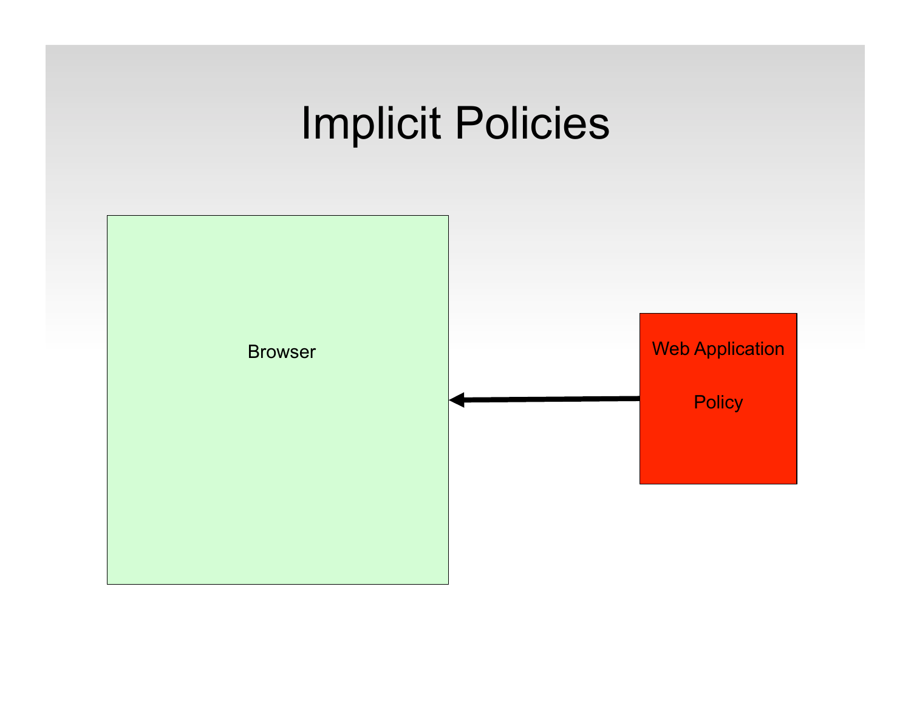# Implicit Policies

Browser

Web Application

Policy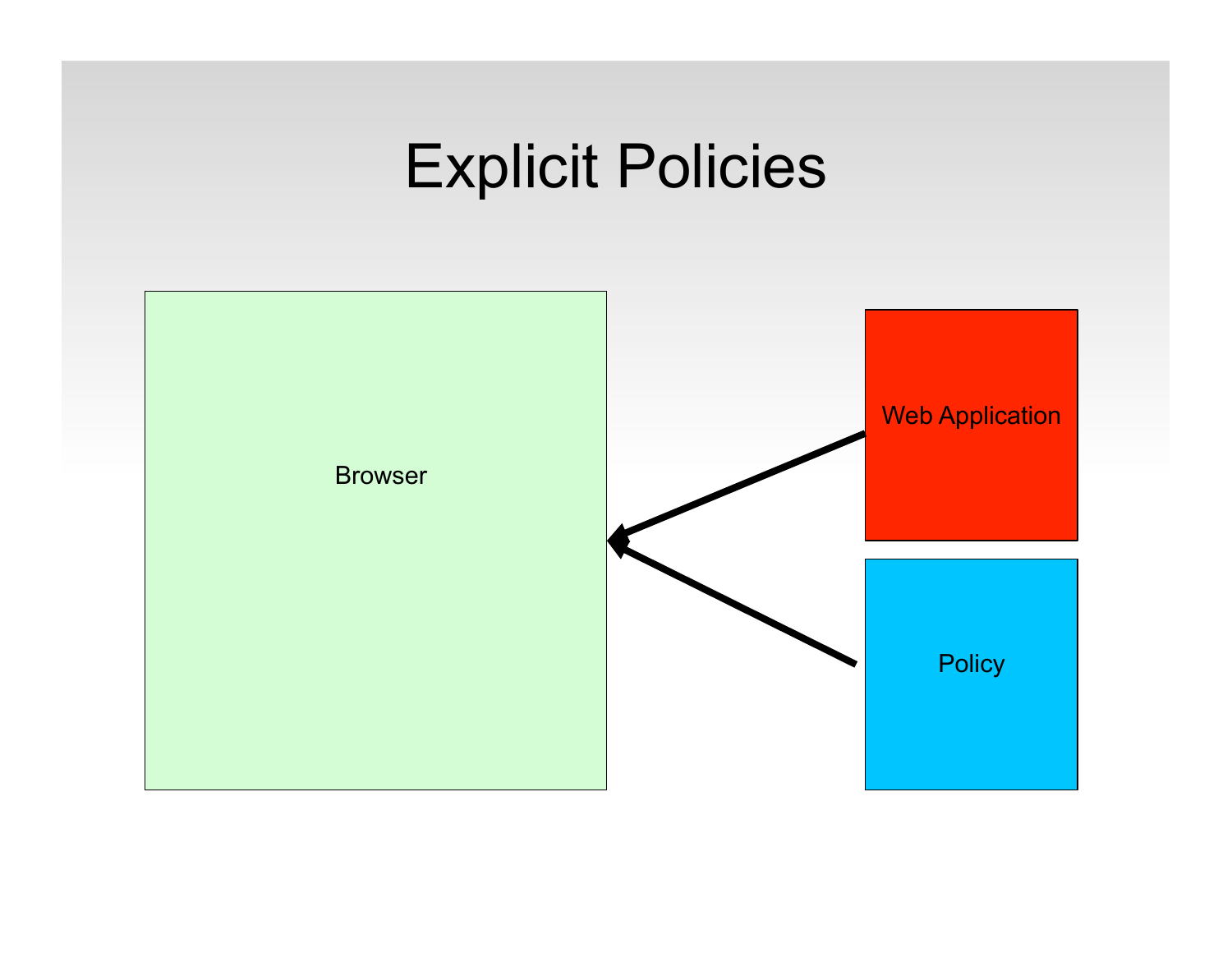# Explicit Policies

Browser

Web Application

Policy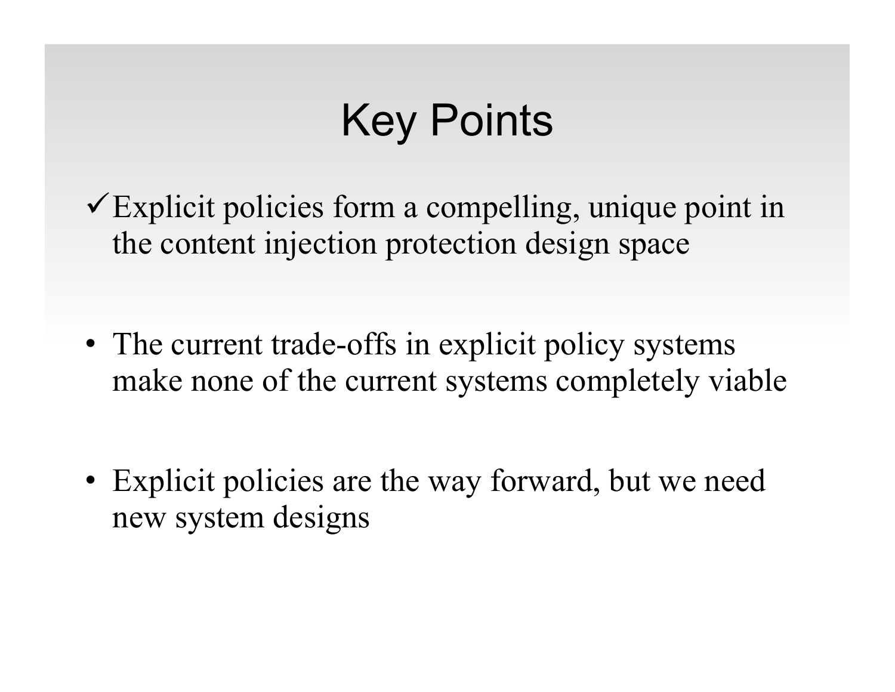# Key Points

- ✓ Explicit policies form a compelling, unique point in the content injection protection design space

- The current trade-offs in explicit policy systems make none of the current systems completely viable

- Explicit policies are the way forward, but we need new system designs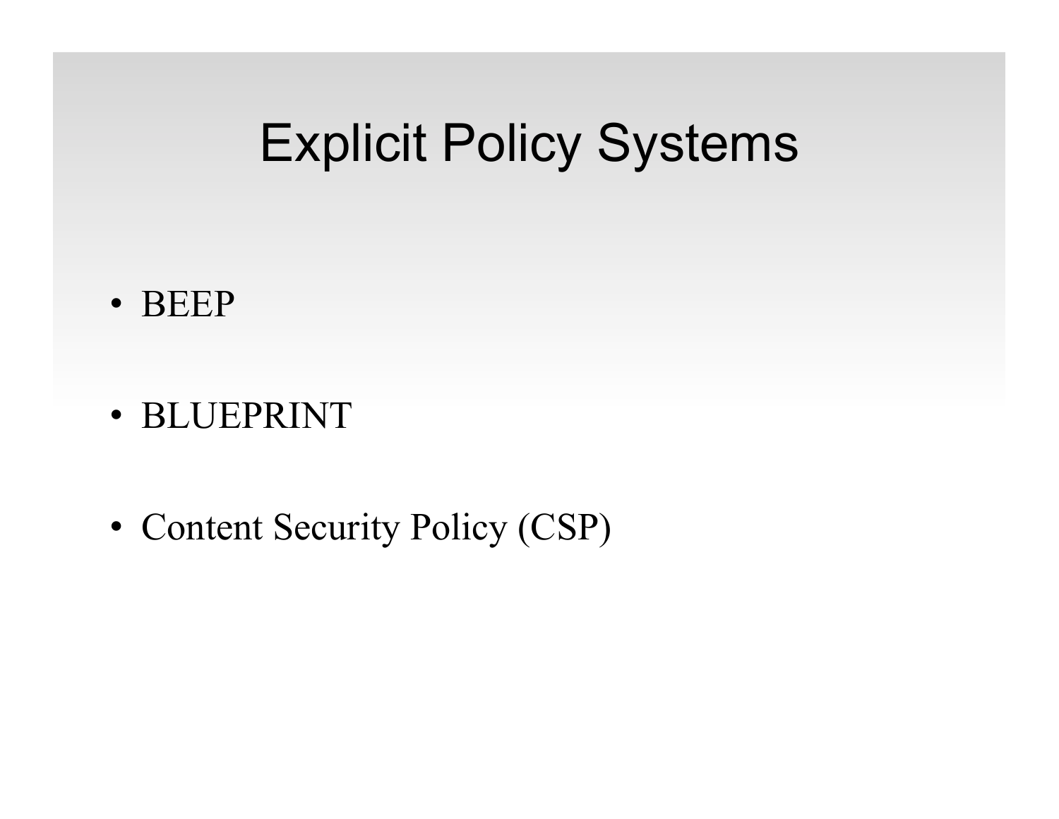# Explicit Policy Systems

- BEEP
- BLUEPRINT
- Content Security Policy (CSP)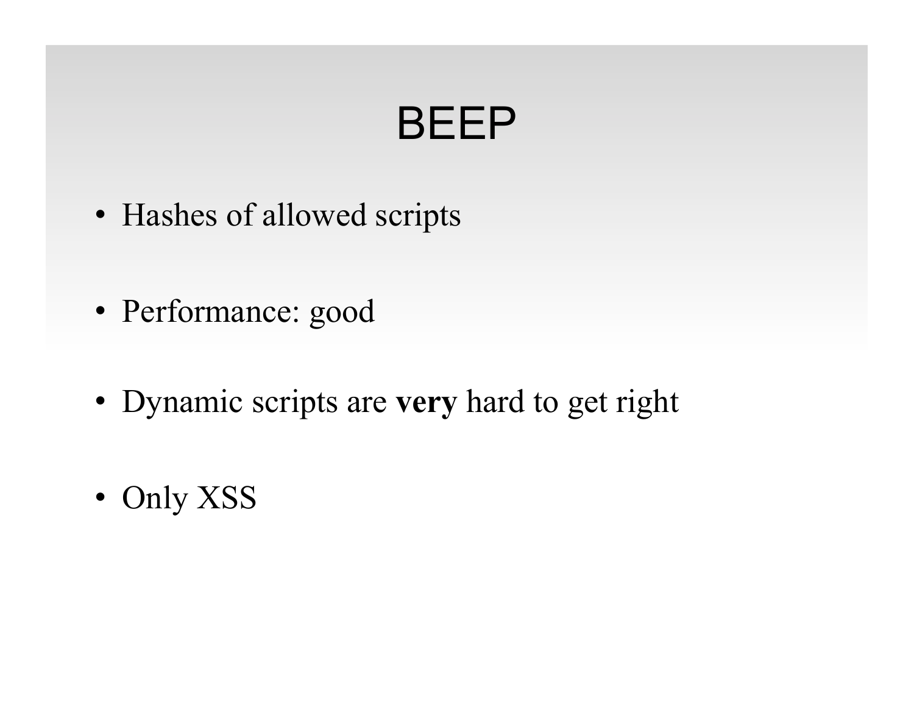# BEEP

- Hashes of allowed scripts
- Performance: good
- Dynamic scripts are **very** hard to get right
- Only XSS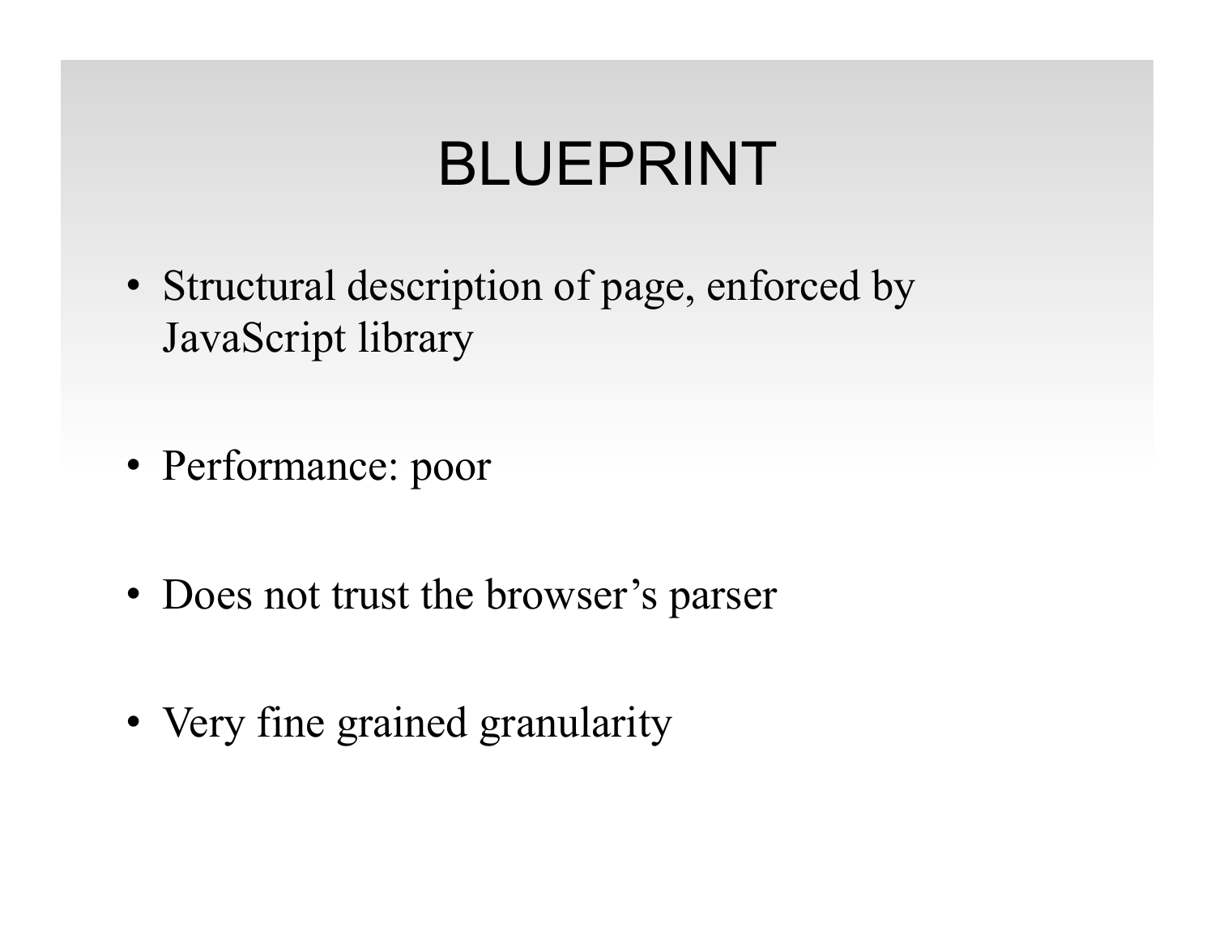# BLUEPRINT

- Structural description of page, enforced by JavaScript library
- Performance: poor
- Does not trust the browser's parser
- Very fine grained granularity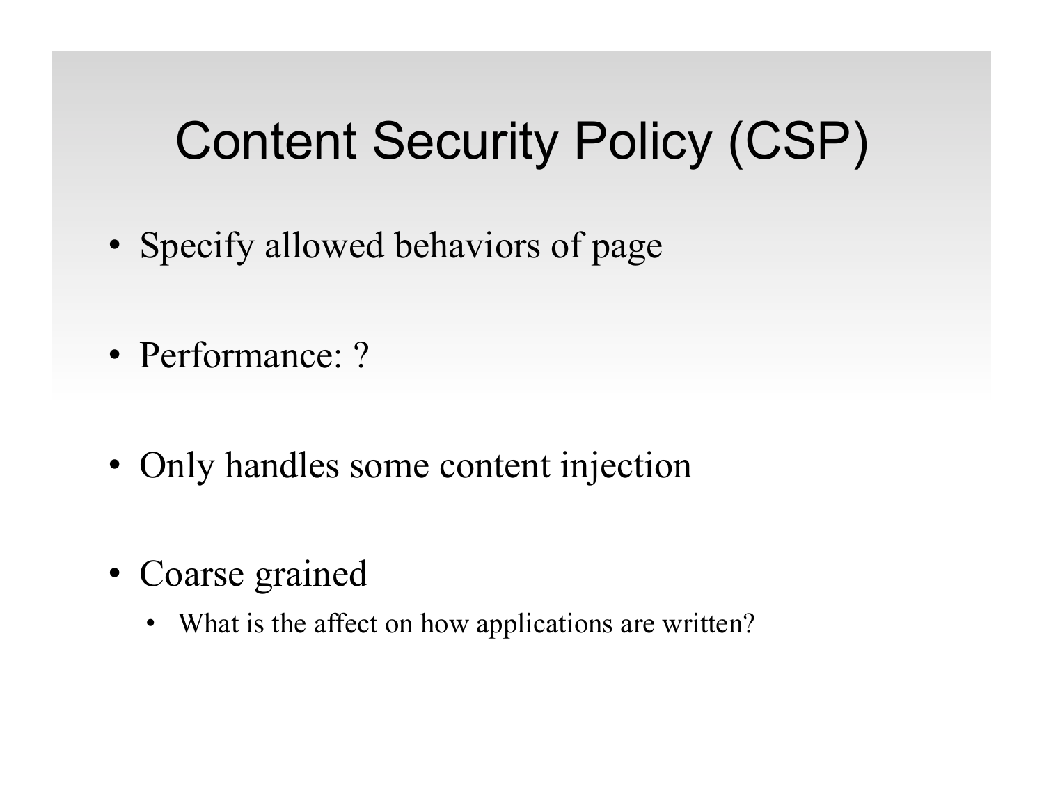# Content Security Policy (CSP)

- Specify allowed behaviors of page
- Performance: ?
- Only handles some content injection
- Coarse grained
  - What is the affect on how applications are written?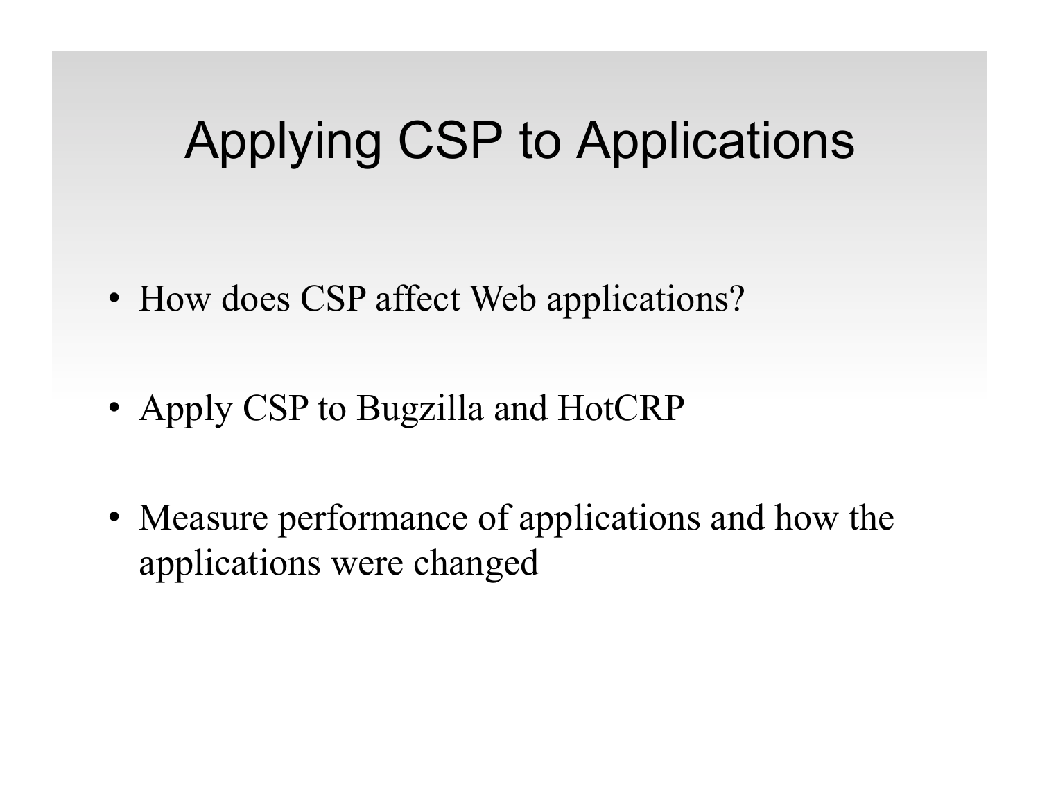# Applying CSP to Applications

- How does CSP affect Web applications?
- Apply CSP to Bugzilla and HotCRP
- Measure performance of applications and how the applications were changed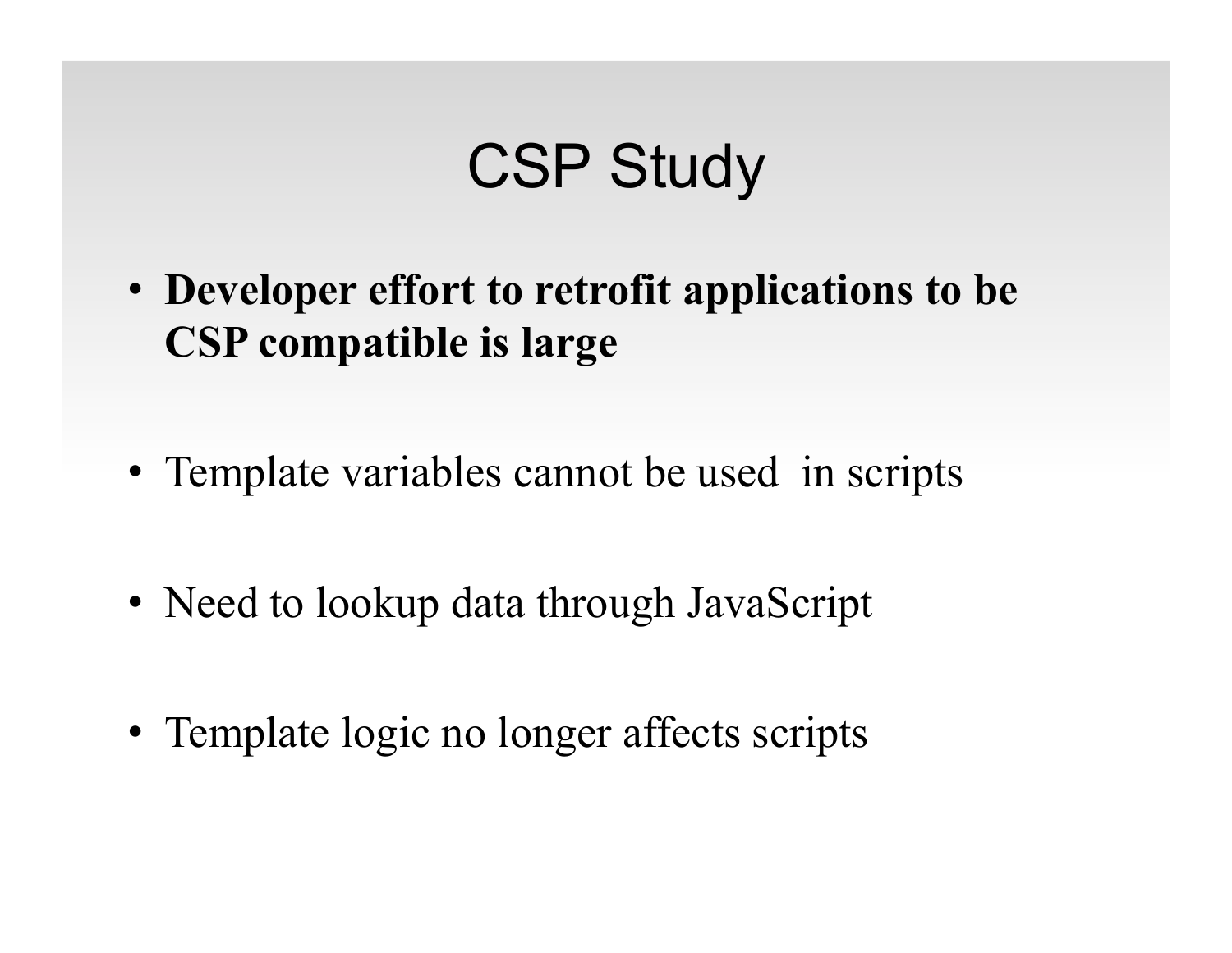# CSP Study

- **Developer effort to retrofit applications to be CSP compatible is large**
- Template variables cannot be used in scripts
- Need to lookup data through JavaScript
- Template logic no longer affects scripts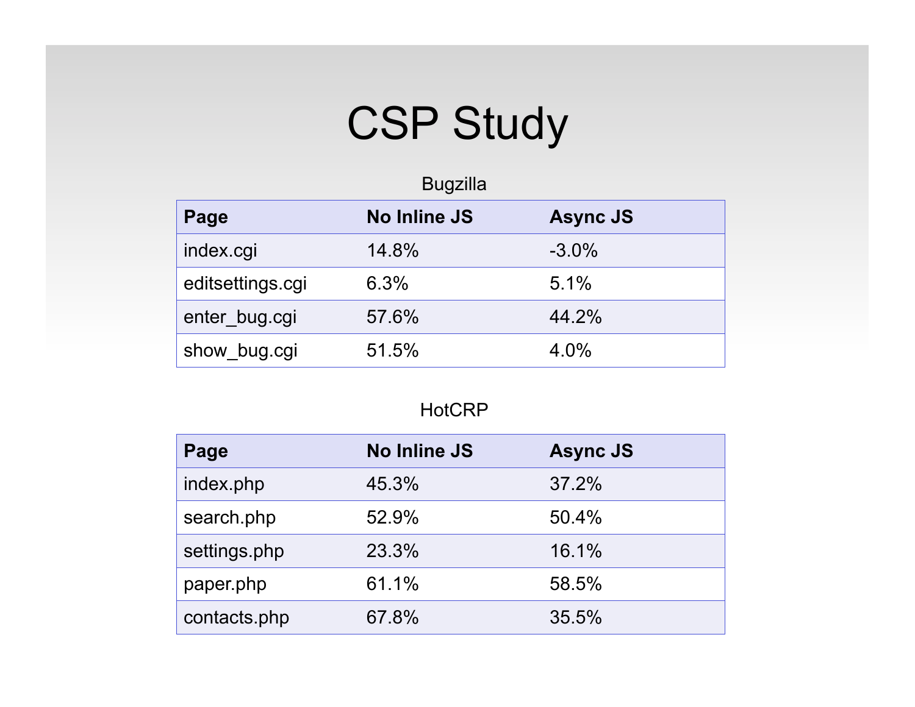# CSP Study

Bugzilla

| Page | No Inline JS | Async JS |
| --- | --- | --- |
| index.cgi | 14.8% | -3.0% |
| editsettings.cgi | 6.3% | 5.1% |
| enter_bug.cgi | 57.6% | 44.2% |
| show_bug.cgi | 51.5% | 4.0% |

HotCRP

| Page | No Inline JS | Async JS |
| --- | --- | --- |
| index.php | 45.3% | 37.2% |
| search.php | 52.9% | 50.4% |
| settings.php | 23.3% | 16.1% |
| paper.php | 61.1% | 58.5% |
| contacts.php | 67.8% | 35.5% |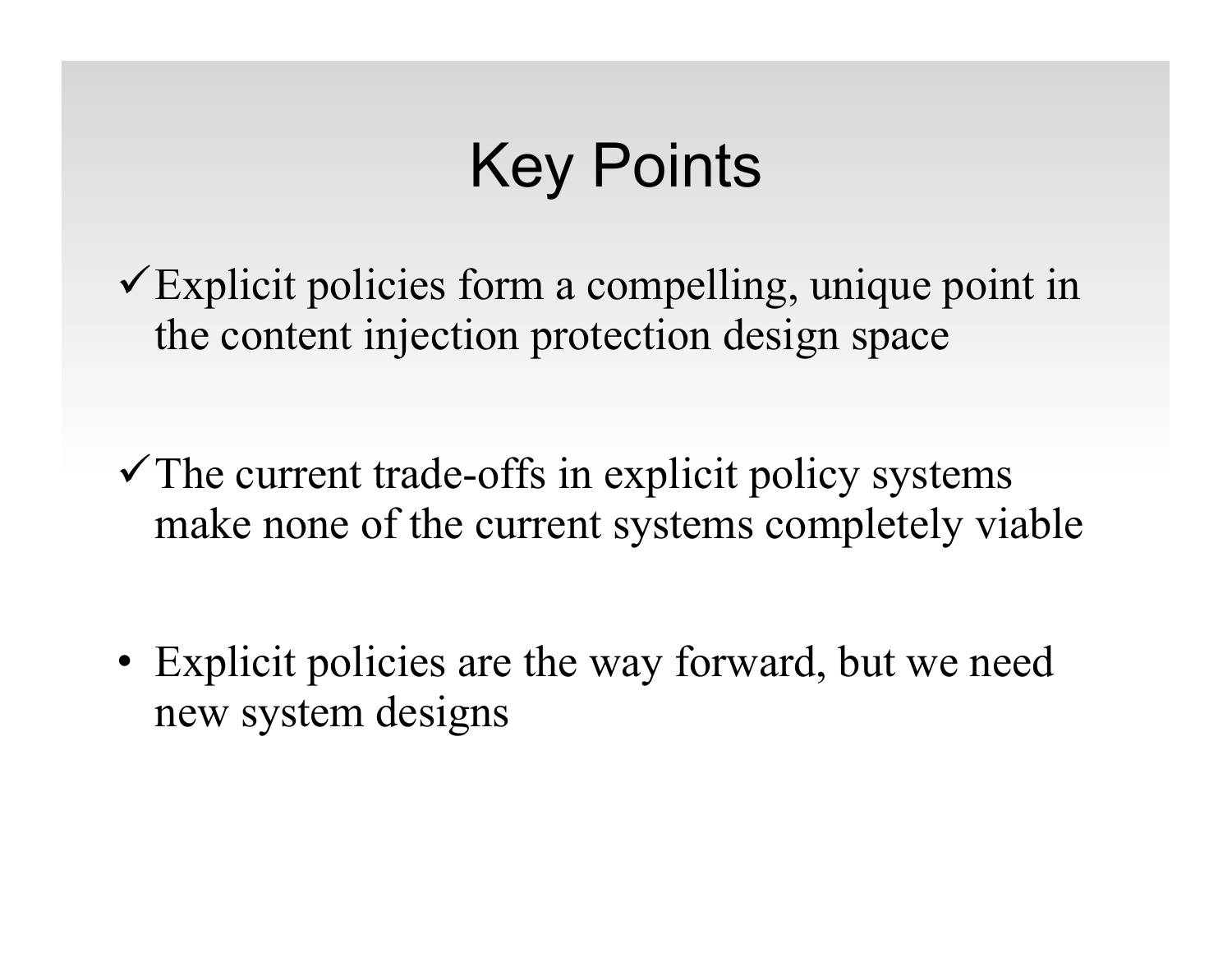# Key Points

- ✓ Explicit policies form a compelling, unique point in the content injection protection design space

- ✓ The current trade-offs in explicit policy systems make none of the current systems completely viable

- Explicit policies are the way forward, but we need new system designs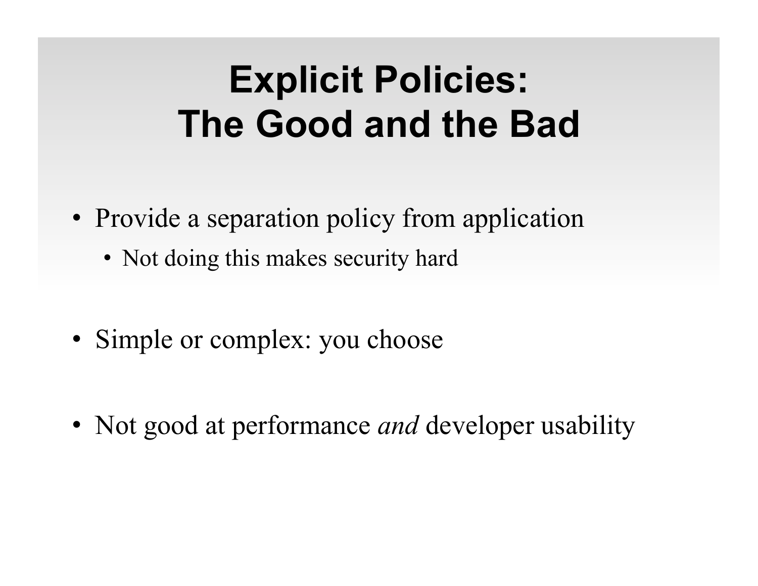# Explicit Policies: The Good and the Bad

- Provide a separation policy from application
  - Not doing this makes security hard
- Simple or complex: you choose
- Not good at performance *and* developer usability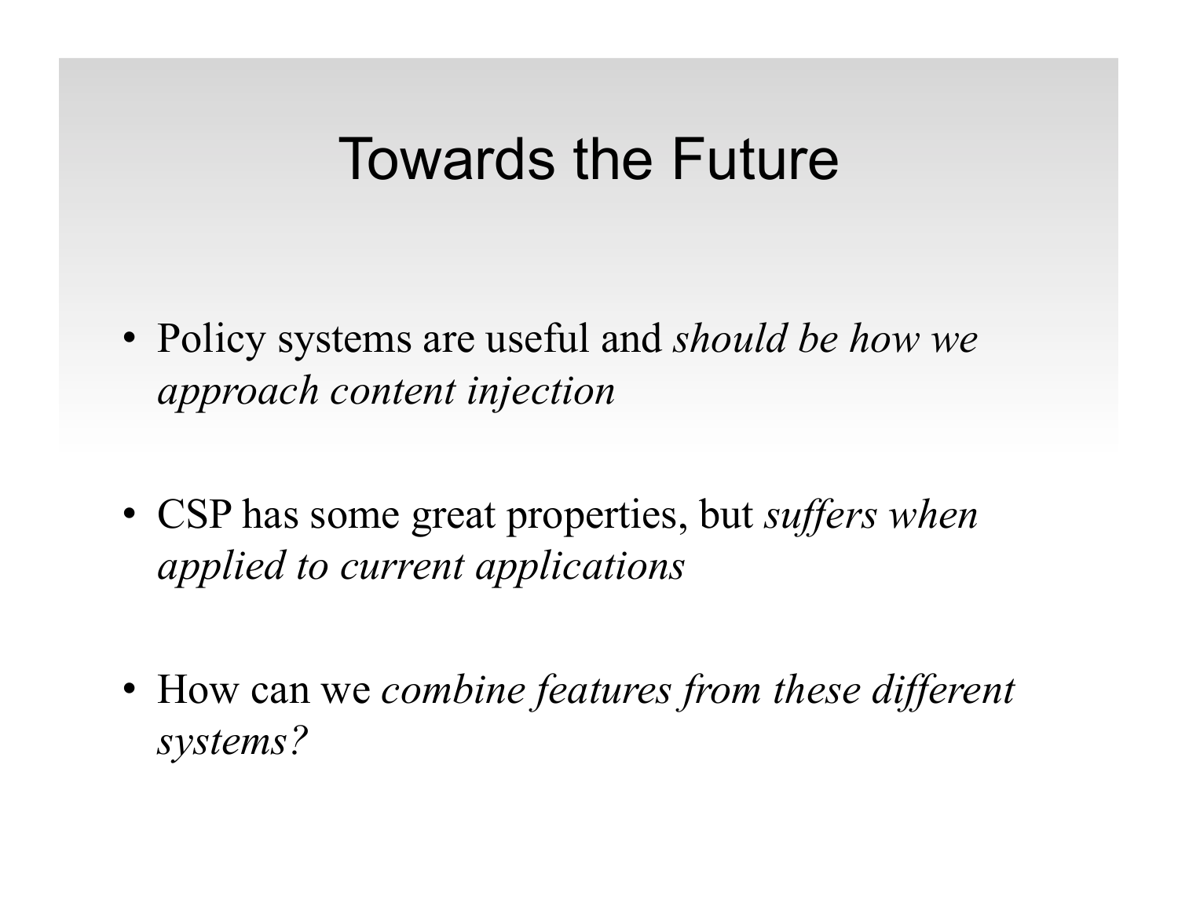# Towards the Future

- Policy systems are useful and *should be how we approach content injection*
- CSP has some great properties, but *suffers when applied to current applications*
- How can we *combine features from these different systems?*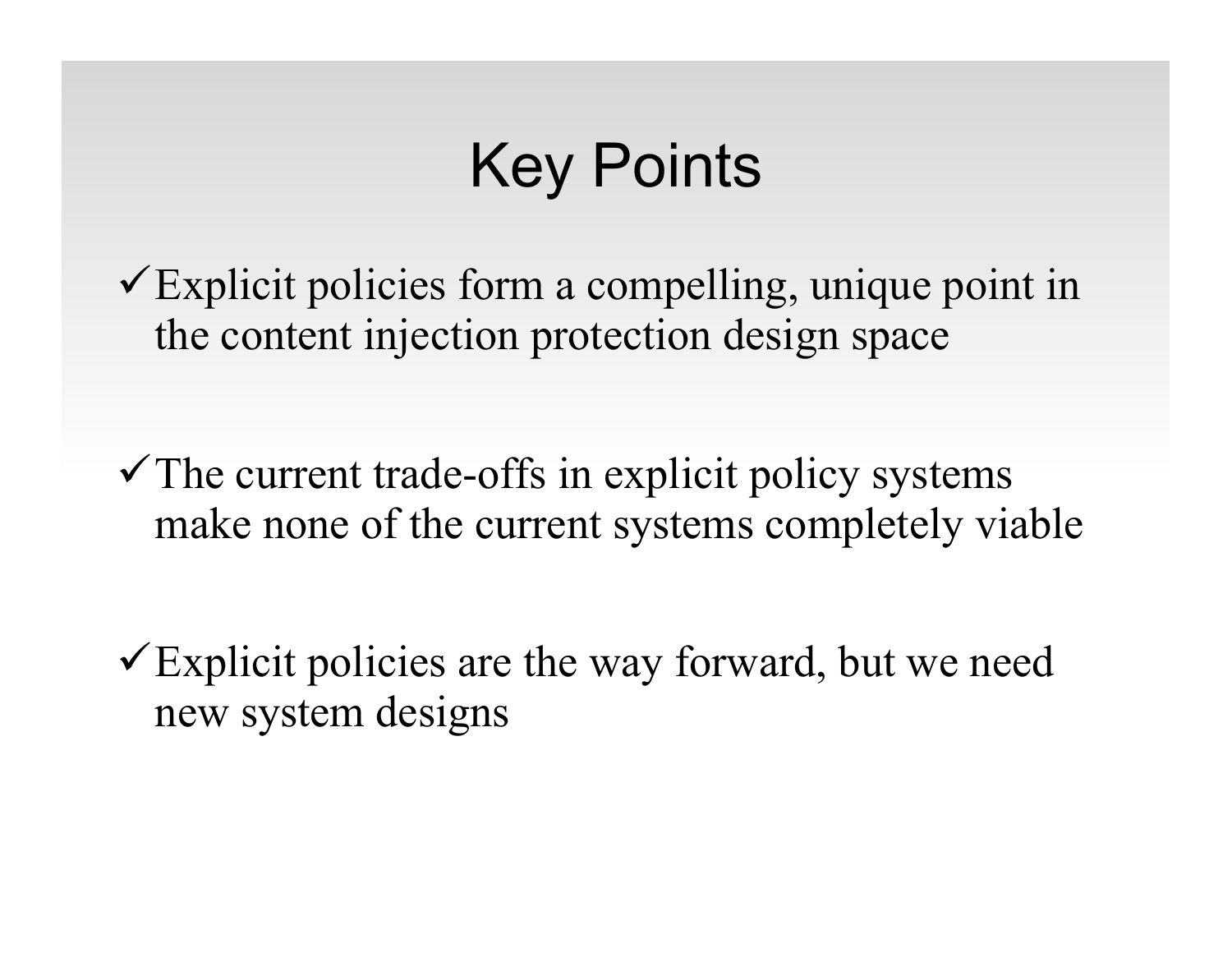# Key Points

- ✓ Explicit policies form a compelling, unique point in the content injection protection design space
- ✓ The current trade-offs in explicit policy systems make none of the current systems completely viable
- ✓ Explicit policies are the way forward, but we need new system designs